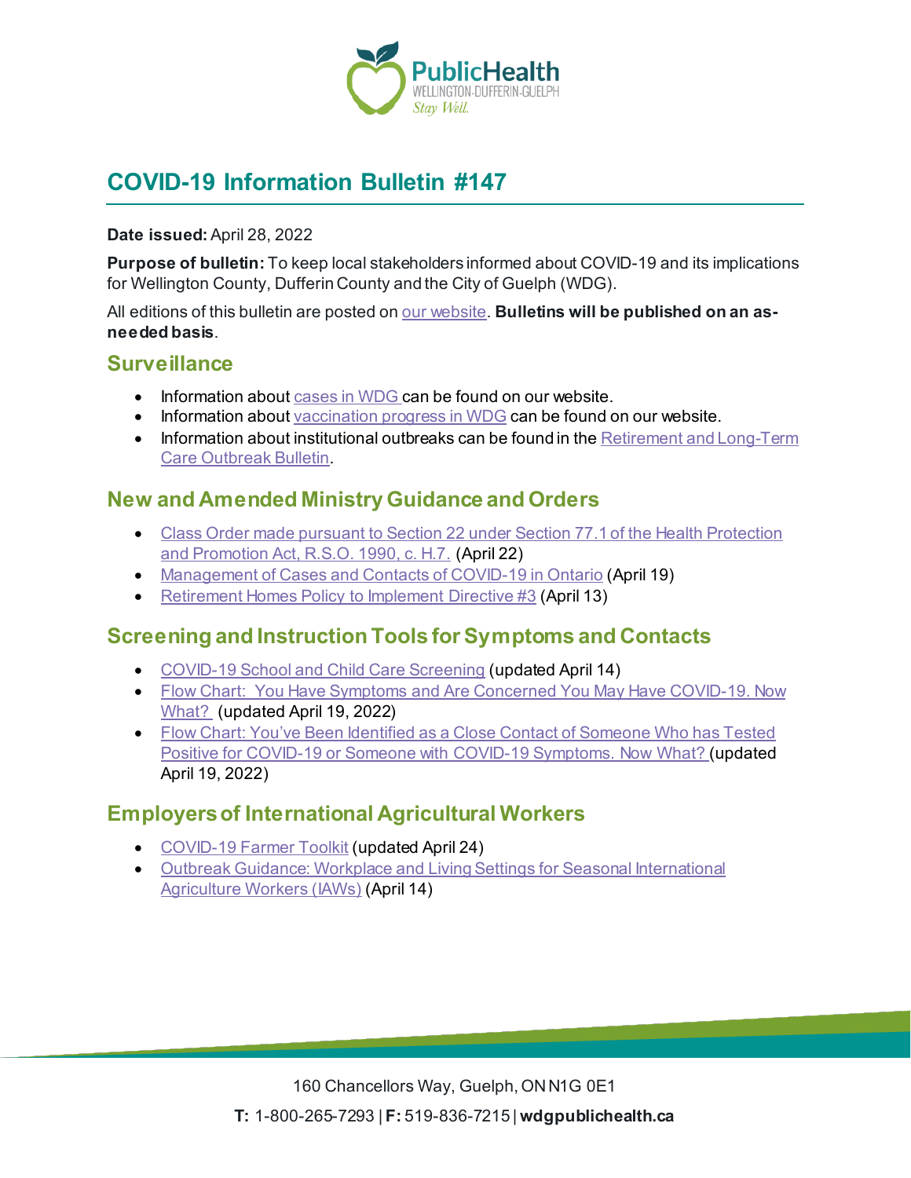# COVID-19 Information Bulletin #147

**Date issued:** April 28, 2022

**Purpose of bulletin:** To keep local stakeholders informed about COVID-19 and its implications for Wellington County, Dufferin County and the City of Guelph (WDG).

All editions of this bulletin are posted on our website. **Bulletins will be published on an as-needed basis**.

## Surveillance

- Information about cases in WDG can be found on our website.
- Information about vaccination progress in WDG can be found on our website.
- Information about institutional outbreaks can be found in the Retirement and Long-Term Care Outbreak Bulletin.

## New and Amended Ministry Guidance and Orders

- Class Order made pursuant to Section 22 under Section 77.1 of the Health Protection and Promotion Act, R.S.O. 1990, c. H.7. (April 22)
- Management of Cases and Contacts of COVID-19 in Ontario (April 19)
- Retirement Homes Policy to Implement Directive #3 (April 13)

## Screening and Instruction Tools for Symptoms and Contacts

- COVID-19 School and Child Care Screening (updated April 14)
- Flow Chart: You Have Symptoms and Are Concerned You May Have COVID-19. Now What? (updated April 19, 2022)
- Flow Chart: You've Been Identified as a Close Contact of Someone Who has Tested Positive for COVID-19 or Someone with COVID-19 Symptoms. Now What? (updated April 19, 2022)

## Employers of International Agricultural Workers

- COVID-19 Farmer Toolkit (updated April 24)
- Outbreak Guidance: Workplace and Living Settings for Seasonal International Agriculture Workers (IAWs) (April 14)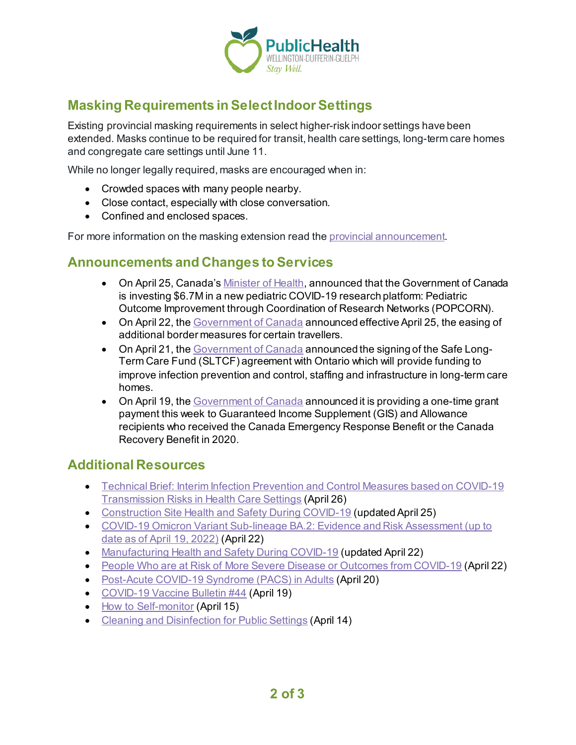## Masking Requirements in Select Indoor Settings

Existing provincial masking requirements in select higher-risk indoor settings have been extended. Masks continue to be required for transit, health care settings, long-term care homes and congregate care settings until June 11.

While no longer legally required, masks are encouraged when in:

- Crowded spaces with many people nearby.
- Close contact, especially with close conversation.
- Confined and enclosed spaces.

For more information on the masking extension read the provincial announcement.

## Announcements and Changes to Services

- On April 25, Canada's Minister of Health, announced that the Government of Canada is investing $6.7M in a new pediatric COVID-19 research platform: Pediatric Outcome Improvement through Coordination of Research Networks (POPCORN).
- On April 22, the Government of Canada announced effective April 25, the easing of additional border measures for certain travellers.
- On April 21, the Government of Canada announced the signing of the Safe Long-Term Care Fund (SLTCF) agreement with Ontario which will provide funding to improve infection prevention and control, staffing and infrastructure in long-term care homes.
- On April 19, the Government of Canada announced it is providing a one-time grant payment this week to Guaranteed Income Supplement (GIS) and Allowance recipients who received the Canada Emergency Response Benefit or the Canada Recovery Benefit in 2020.

## Additional Resources

- Technical Brief: Interim Infection Prevention and Control Measures based on COVID-19 Transmission Risks in Health Care Settings (April 26)
- Construction Site Health and Safety During COVID-19 (updated April 25)
- COVID-19 Omicron Variant Sub-lineage BA.2: Evidence and Risk Assessment (up to date as of April 19, 2022) (April 22)
- Manufacturing Health and Safety During COVID-19 (updated April 22)
- People Who are at Risk of More Severe Disease or Outcomes from COVID-19 (April 22)
- Post-Acute COVID-19 Syndrome (PACS) in Adults (April 20)
- COVID-19 Vaccine Bulletin #44 (April 19)
- How to Self-monitor (April 15)
- Cleaning and Disinfection for Public Settings (April 14)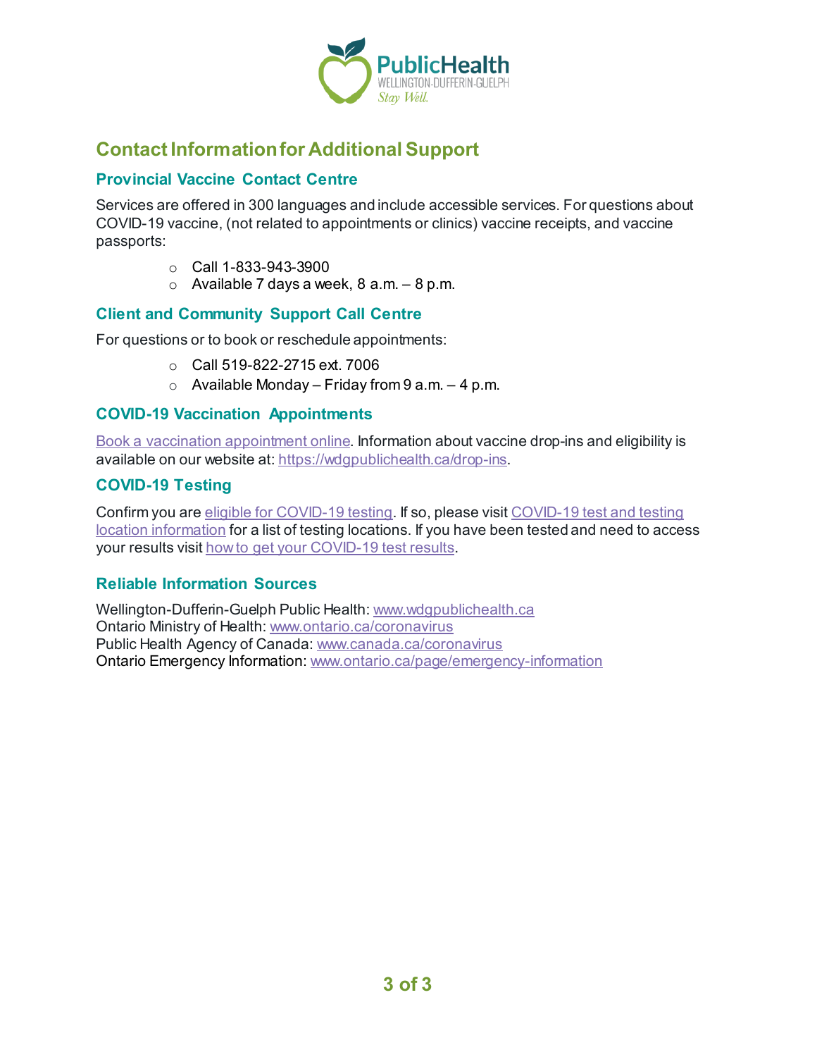## Contact Information for Additional Support

### Provincial Vaccine Contact Centre

Services are offered in 300 languages and include accessible services. For questions about COVID-19 vaccine, (not related to appointments or clinics) vaccine receipts, and vaccine passports:

- Call 1-833-943-3900
- Available 7 days a week, 8 a.m. – 8 p.m.

### Client and Community Support Call Centre

For questions or to book or reschedule appointments:

- Call 519-822-2715 ext. 7006
- Available Monday – Friday from 9 a.m. – 4 p.m.

### COVID-19 Vaccination Appointments

Book a vaccination appointment online. Information about vaccine drop-ins and eligibility is available on our website at: https://wdgpublichealth.ca/drop-ins.

### COVID-19 Testing

Confirm you are eligible for COVID-19 testing. If so, please visit COVID-19 test and testing location information for a list of testing locations. If you have been tested and need to access your results visit how to get your COVID-19 test results.

### Reliable Information Sources

Wellington-Dufferin-Guelph Public Health: www.wdgpublichealth.ca
Ontario Ministry of Health: www.ontario.ca/coronavirus
Public Health Agency of Canada: www.canada.ca/coronavirus
Ontario Emergency Information: www.ontario.ca/page/emergency-information